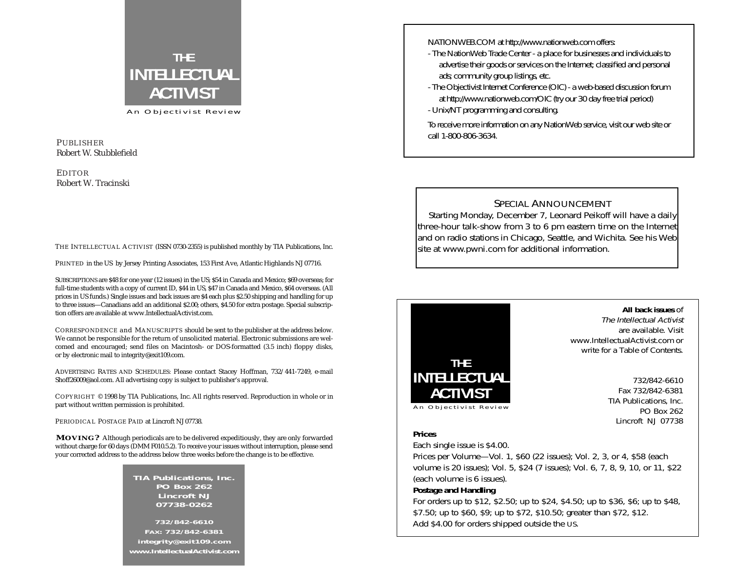# THE INTELLECTUAL ACTIVIST

An Objectivist Review

PUBLISHER
Robert W. Stubblefield

EDITOR
Robert W. Tracinski

THE INTELLECTUAL ACTIVIST (ISSN 0730-2355) is published monthly by TIA Publications, Inc.

PRINTED in the US by Jersey Printing Associates, 153 First Ave, Atlantic Highlands NJ 07716.

SUBSCRIPTIONS are $48 for one year (12 issues) in the US; $54 in Canada and Mexico; $69 overseas; for full-time students with a copy of current ID, $44 in US, $47 in Canada and Mexico, $64 overseas. (All prices in US funds.) Single issues and back issues are $4 each plus $2.50 shipping and handling for up to three issues—Canadians add an additional $2.00; others, $4.50 for extra postage. Special subscription offers are available at www.IntellectualActivist.com.

CORRESPONDENCE and MANUSCRIPTS should be sent to the publisher at the address below. We cannot be responsible for the return of unsolicited material. Electronic submissions are welcomed and encouraged; send files on Macintosh- or DOS-formatted (3.5 inch) floppy disks, or by electronic mail to integrity@exit109.com.

ADVERTISING RATES AND SCHEDULES: Please contact Stacey Hoffman, 732/441-7249, e-mail Shoff26009@aol.com. All advertising copy is subject to publisher's approval.

COPYRIGHT © 1998 by TIA Publications, Inc. All rights reserved. Reproduction in whole or in part without written permission is prohibited.

PERIODICAL POSTAGE PAID at Lincroft NJ 07738.

**MOVING?** Although periodicals are to be delivered expeditiously, they are only forwarded without charge for 60 days (DMM F010.5.2). To receive your issues without interruption, please send your corrected address to the address below three weeks before the change is to be effective.

**TIA Publications, Inc.**
**PO Box 262**
**Lincroft NJ**
**07738-0262**

**732/842-6610**
**FAX: 732/842-6381**
**integrity@exit109.com**
**www.IntellectualActivist.com**

---

NATIONWEB.COM at http://www.nationweb.com offers:

- The NationWeb Trade Center - a place for businesses and individuals to advertise their goods or services on the Internet; classified and personal ads; community group listings, etc.
- The Objectivist Internet Conference (OIC) - a web-based discussion forum at http://www.nationweb.com/OIC (try our 30 day free trial period)
- Unix/NT programming and consulting.

To receive more information on any NationWeb service, visit our web site or call 1-800-806-3634.

---

SPECIAL ANNOUNCEMENT

Starting Monday, December 7, Leonard Peikoff will have a daily three-hour talk-show from 3 to 6 pm eastern time on the Internet and on radio stations in Chicago, Seattle, and Wichita. See his Web site at www.pwni.com for additional information.

---

THE INTELLECTUAL ACTIVIST
An Objectivist Review

**All back issues** of *The Intellectual Activist* are available. Visit www.IntellectualActivist.com or write for a Table of Contents.

732/842-6610
Fax 732/842-6381
TIA Publications, Inc.
PO Box 262
Lincroft NJ 07738

**Prices**
Each single issue is $4.00.
Prices per Volume—Vol. 1, $60 (22 issues); Vol. 2, 3, or 4, $58 (each volume is 20 issues); Vol. 5, $24 (7 issues); Vol. 6, 7, 8, 9, 10, or 11, $22 (each volume is 6 issues).

**Postage and Handling**
For orders up to $12, $2.50; up to $24, $4.50; up to $36, $6; up to $48, $7.50; up to $60, $9; up to $72, $10.50; greater than $72, $12.
Add $4.00 for orders shipped outside the US.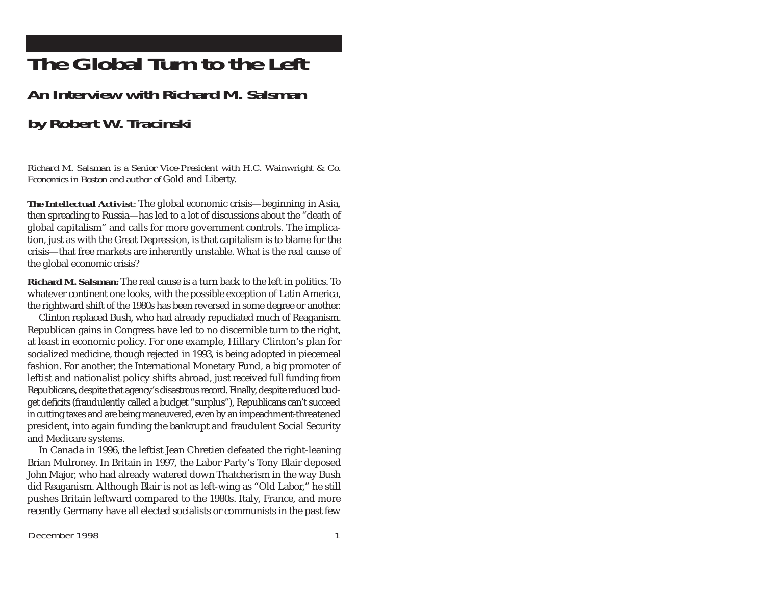# The Global Turn to the Left

## An Interview with Richard M. Salsman

## by Robert W. Tracinski

*Richard M. Salsman is a Senior Vice-President with H.C. Wainwright & Co. Economics in Boston and author of* Gold and Liberty.

**The Intellectual Activist**: The global economic crisis—beginning in Asia, then spreading to Russia—has led to a lot of discussions about the "death of global capitalism" and calls for more government controls. The implication, just as with the Great Depression, is that capitalism is to blame for the crisis—that free markets are inherently unstable. What is the real cause of the global economic crisis?

**Richard M. Salsman:** The real cause is a turn back to the left in politics. To whatever continent one looks, with the possible exception of Latin America, the rightward shift of the 1980s has been reversed in some degree or another.

Clinton replaced Bush, who had already repudiated much of Reaganism. Republican gains in Congress have led to no discernible turn to the right, at least in economic policy. For one example, Hillary Clinton's plan for socialized medicine, though rejected in 1993, is being adopted in piecemeal fashion. For another, the International Monetary Fund, a big promoter of leftist and nationalist policy shifts abroad, just received full funding from Republicans, despite that agency's disastrous record. Finally, despite reduced budget deficits (fraudulently called a budget "surplus"), Republicans can't succeed in cutting taxes and are being maneuvered, even by an impeachment-threatened president, into again funding the bankrupt and fraudulent Social Security and Medicare systems.

In Canada in 1996, the leftist Jean Chretien defeated the right-leaning Brian Mulroney. In Britain in 1997, the Labor Party's Tony Blair deposed John Major, who had already watered down Thatcherism in the way Bush did Reaganism. Although Blair is not as left-wing as "Old Labor," he still pushes Britain leftward compared to the 1980s. Italy, France, and more recently Germany have all elected socialists or communists in the past few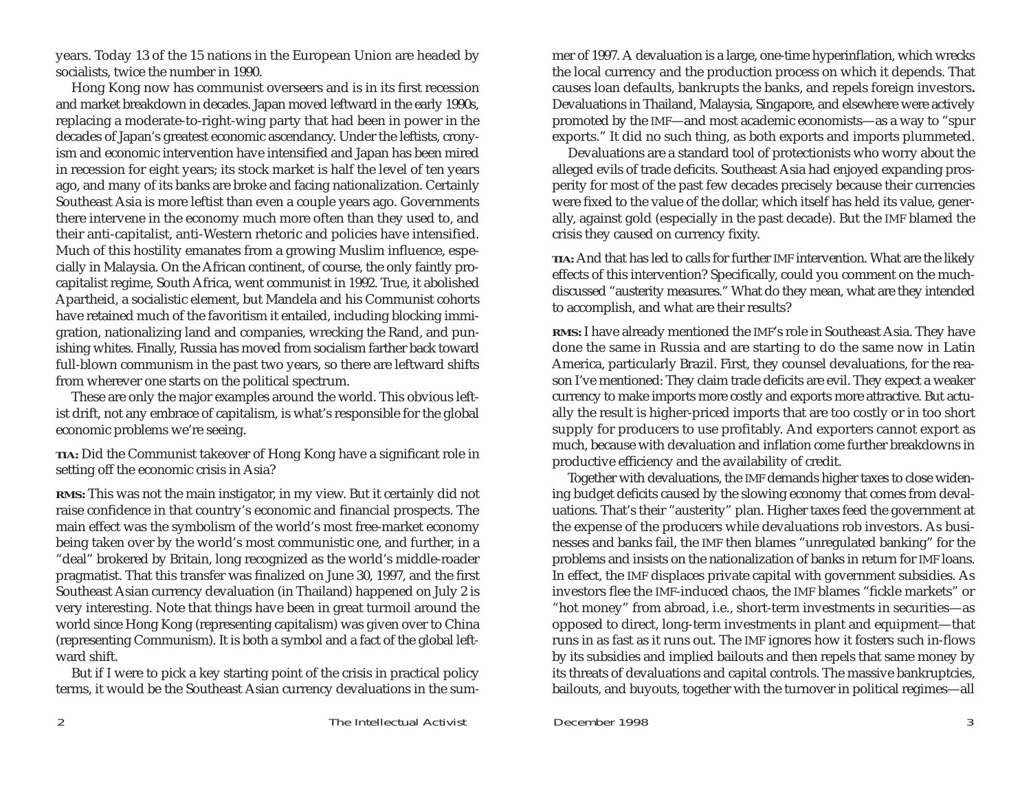years. Today 13 of the 15 nations in the European Union are headed by socialists, twice the number in 1990.

Hong Kong now has communist overseers and is in its first recession and market breakdown in decades. Japan moved leftward in the early 1990s, replacing a moderate-to-right-wing party that had been in power in the decades of Japan's greatest economic ascendancy. Under the leftists, cronyism and economic intervention have intensified and Japan has been mired in recession for eight years; its stock market is half the level of ten years ago, and many of its banks are broke and facing nationalization. Certainly Southeast Asia is more leftist than even a couple years ago. Governments there intervene in the economy much more often than they used to, and their anti-capitalist, anti-Western rhetoric and policies have intensified. Much of this hostility emanates from a growing Muslim influence, especially in Malaysia. On the African continent, of course, the only faintly pro-capitalist regime, South Africa, went communist in 1992. True, it abolished Apartheid, a socialistic element, but Mandela and his Communist cohorts have retained much of the favoritism it entailed, including blocking immigration, nationalizing land and companies, wrecking the Rand, and punishing whites. Finally, Russia has moved from socialism farther back toward full-blown communism in the past two years, so there are leftward shifts from wherever one starts on the political spectrum.

These are only the major examples around the world. This obvious leftist drift, not any embrace of capitalism, is what's responsible for the global economic problems we're seeing.

**TIA:** Did the Communist takeover of Hong Kong have a significant role in setting off the economic crisis in Asia?

**RMS:** This was not the main instigator, in my view. But it certainly did not raise confidence in that country's economic and financial prospects. The main effect was the symbolism of the world's most free-market economy being taken over by the world's most communistic one, and further, in a "deal" brokered by Britain, long recognized as the world's middle-roader pragmatist. That this transfer was finalized on June 30, 1997, and the first Southeast Asian currency devaluation (in Thailand) happened on July 2 is very interesting. Note that things have been in great turmoil around the world since Hong Kong (representing capitalism) was given over to China (representing Communism). It is both a symbol and a fact of the global leftward shift.

But if I were to pick a key starting point of the crisis in practical policy terms, it would be the Southeast Asian currency devaluations in the summer of 1997. A devaluation is a large, one-time hyperinflation, which wrecks the local currency and the production process on which it depends. That causes loan defaults, bankrupts the banks, and repels foreign investors**.** Devaluations in Thailand, Malaysia, Singapore, and elsewhere were actively promoted by the IMF—and most academic economists—as a way to "spur exports." It did no such thing, as both exports and imports plummeted.

Devaluations are a standard tool of protectionists who worry about the alleged evils of trade deficits. Southeast Asia had enjoyed expanding prosperity for most of the past few decades precisely because their currencies were fixed to the value of the dollar, which itself has held its value, generally, against gold (especially in the past decade). But the IMF blamed the crisis they caused on currency fixity.

**TIA:** And that has led to calls for further IMF intervention. What are the likely effects of this intervention? Specifically, could you comment on the much-discussed "austerity measures." What do they mean, what are they intended to accomplish, and what are their results?

**RMS:** I have already mentioned the IMF's role in Southeast Asia. They have done the same in Russia and are starting to do the same now in Latin America, particularly Brazil. First, they counsel devaluations, for the reason I've mentioned: They claim trade deficits are evil. They expect a weaker currency to make imports more costly and exports more attractive. But actually the result is higher-priced imports that are too costly or in too short supply for producers to use profitably. And exporters cannot export as much, because with devaluation and inflation come further breakdowns in productive efficiency and the availability of credit.

Together with devaluations, the IMF demands higher taxes to close widening budget deficits caused by the slowing economy that comes from devaluations. That's their "austerity" plan. Higher taxes feed the government at the expense of the producers while devaluations rob investors. As businesses and banks fail, the IMF then blames "unregulated banking" for the problems and insists on the nationalization of banks in return for IMF loans. In effect, the IMF displaces private capital with government subsidies. As investors flee the IMF-induced chaos, the IMF blames "fickle markets" or "hot money" from abroad, i.e., short-term investments in securities—as opposed to direct, long-term investments in plant and equipment—that runs in as fast as it runs out. The IMF ignores how it fosters such in-flows by its subsidies and implied bailouts and then repels that same money by its threats of devaluations and capital controls. The massive bankruptcies, bailouts, and buyouts, together with the turnover in political regimes—all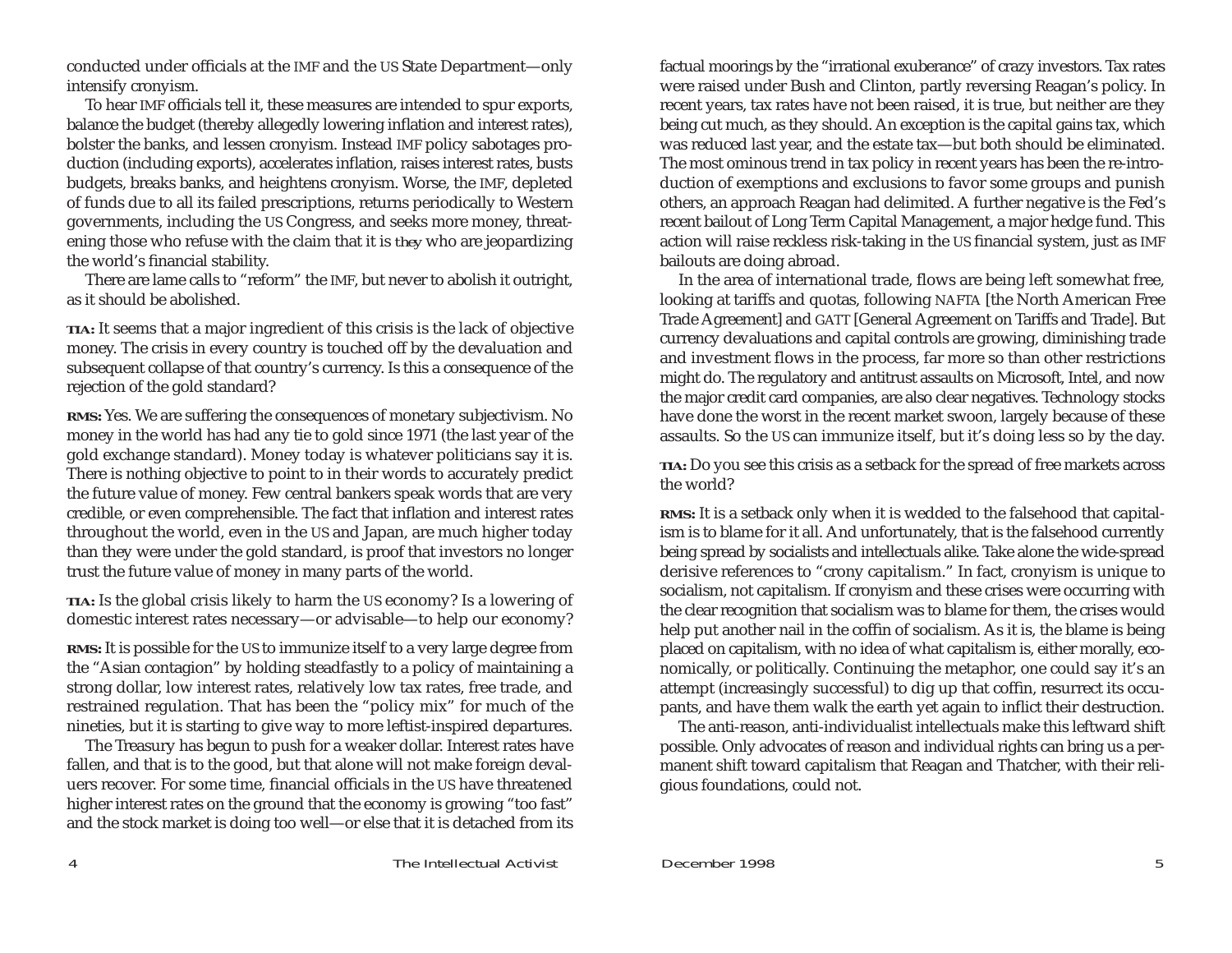conducted under officials at the IMF and the US State Department—only intensify cronyism.

To hear IMF officials tell it, these measures are intended to spur exports, balance the budget (thereby allegedly lowering inflation and interest rates), bolster the banks, and lessen cronyism. Instead IMF policy sabotages production (including exports), accelerates inflation, raises interest rates, busts budgets, breaks banks, and heightens cronyism. Worse, the IMF, depleted of funds due to all its failed prescriptions, returns periodically to Western governments, including the US Congress, and seeks more money, threatening those who refuse with the claim that it is *they* who are jeopardizing the world's financial stability.

There are lame calls to "reform" the IMF, but never to abolish it outright, as it should be abolished.

**TIA:** It seems that a major ingredient of this crisis is the lack of objective money. The crisis in every country is touched off by the devaluation and subsequent collapse of that country's currency. Is this a consequence of the rejection of the gold standard?

**RMS:** Yes. We are suffering the consequences of monetary subjectivism. No money in the world has had any tie to gold since 1971 (the last year of the gold exchange standard). Money today is whatever politicians say it is. There is nothing objective to point to in their words to accurately predict the future value of money. Few central bankers speak words that are very credible, or even comprehensible. The fact that inflation and interest rates throughout the world, even in the US and Japan, are much higher today than they were under the gold standard, is proof that investors no longer trust the future value of money in many parts of the world.

**TIA:** Is the global crisis likely to harm the US economy? Is a lowering of domestic interest rates necessary—or advisable—to help our economy?

**RMS:** It is possible for the US to immunize itself to a very large degree from the "Asian contagion" by holding steadfastly to a policy of maintaining a strong dollar, low interest rates, relatively low tax rates, free trade, and restrained regulation. That has been the "policy mix" for much of the nineties, but it is starting to give way to more leftist-inspired departures.

The Treasury has begun to push for a weaker dollar. Interest rates have fallen, and that is to the good, but that alone will not make foreign devaluers recover. For some time, financial officials in the US have threatened higher interest rates on the ground that the economy is growing "too fast" and the stock market is doing too well—or else that it is detached from its factual moorings by the "irrational exuberance" of crazy investors. Tax rates were raised under Bush and Clinton, partly reversing Reagan's policy. In recent years, tax rates have not been raised, it is true, but neither are they being cut much, as they should. An exception is the capital gains tax, which was reduced last year, and the estate tax—but both should be eliminated. The most ominous trend in tax policy in recent years has been the re-introduction of exemptions and exclusions to favor some groups and punish others, an approach Reagan had delimited. A further negative is the Fed's recent bailout of Long Term Capital Management, a major hedge fund. This action will raise reckless risk-taking in the US financial system, just as IMF bailouts are doing abroad.

In the area of international trade, flows are being left somewhat free, looking at tariffs and quotas, following NAFTA [the North American Free Trade Agreement] and GATT [General Agreement on Tariffs and Trade]. But currency devaluations and capital controls are growing, diminishing trade and investment flows in the process, far more so than other restrictions might do. The regulatory and antitrust assaults on Microsoft, Intel, and now the major credit card companies, are also clear negatives. Technology stocks have done the worst in the recent market swoon, largely because of these assaults. So the US can immunize itself, but it's doing less so by the day.

**TIA:** Do you see this crisis as a setback for the spread of free markets across the world?

**RMS:** It is a setback only when it is wedded to the falsehood that capitalism is to blame for it all. And unfortunately, that is the falsehood currently being spread by socialists and intellectuals alike. Take alone the wide-spread derisive references to "crony capitalism." In fact, cronyism is unique to socialism, not capitalism. If cronyism and these crises were occurring with the clear recognition that socialism was to blame for them, the crises would help put another nail in the coffin of socialism. As it is, the blame is being placed on capitalism, with no idea of what capitalism is, either morally, economically, or politically. Continuing the metaphor, one could say it's an attempt (increasingly successful) to dig up that coffin, resurrect its occupants, and have them walk the earth yet again to inflict their destruction.

The anti-reason, anti-individualist intellectuals make this leftward shift possible. Only advocates of reason and individual rights can bring us a permanent shift toward capitalism that Reagan and Thatcher, with their religious foundations, could not.